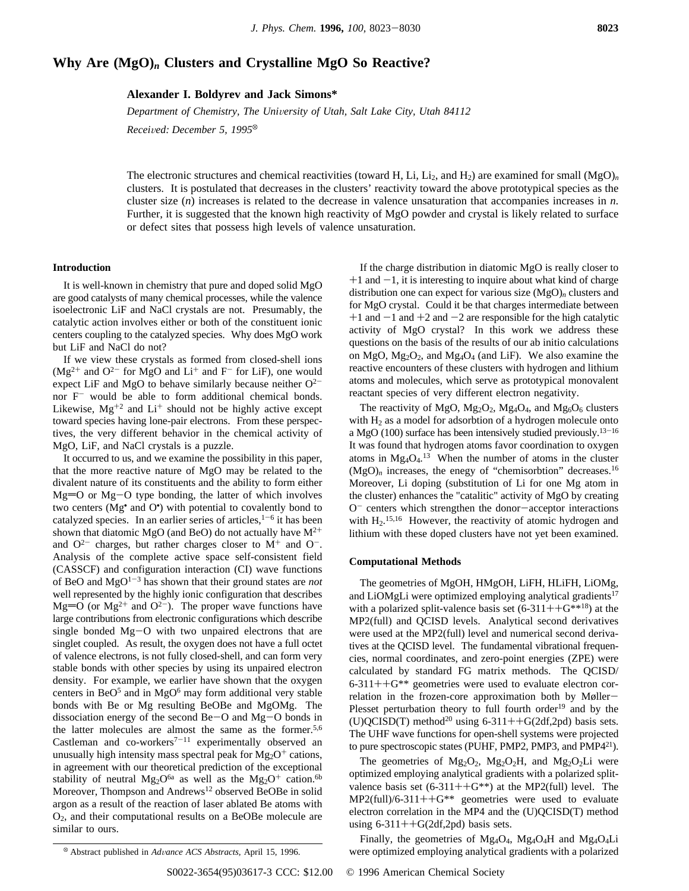# Why Are $(MgO)_n$ Clusters and Crystalline MgO So Reactive?

**Alexander I. Boldyrev and Jack Simons***

*Department of Chemistry, The University of Utah, Salt Lake City, Utah 84112*

*Received: December 5, 1995*[⊗]

The electronic structures and chemical reactivities (toward H, Li, $Li_2$, and $H_2$) are examined for small $(MgO)_n$ clusters. It is postulated that decreases in the clusters' reactivity toward the above prototypical species as the cluster size ($n$) increases is related to the decrease in valence unsaturation that accompanies increases in $n$. Further, it is suggested that the known high reactivity of MgO powder and crystal is likely related to surface or defect sites that possess high levels of valence unsaturation.

## Introduction

It is well-known in chemistry that pure and doped solid MgO are good catalysts of many chemical processes, while the valence isoelectronic LiF and NaCl crystals are not. Presumably, the catalytic action involves either or both of the constituent ionic centers coupling to the catalyzed species. Why does MgO work but LiF and NaCl do not?

If we view these crystals as formed from closed-shell ions ($Mg^{2+}$ and $O^{2-}$ for MgO and $Li^+$ and $F^-$ for LiF), one would expect LiF and MgO to behave similarly because neither $O^{2-}$ nor $F^-$ would be able to form additional chemical bonds. Likewise, $Mg^{+2}$ and $Li^+$ should not be highly active except toward species having lone-pair electrons. From these perspectives, the very different behavior in the chemical activity of MgO, LiF, and NaCl crystals is a puzzle.

It occurred to us, and we examine the possibility in this paper, that the more reactive nature of MgO may be related to the divalent nature of its constituents and the ability to form either Mg=O or Mg−O type bonding, the latter of which involves two centers (Mg• and O•) with potential to covalently bond to catalyzed species. In an earlier series of articles,[1−6] it has been shown that diatomic MgO (and BeO) do not actually have $M^{2+}$ and $O^{2-}$ charges, but rather charges closer to $M^+$ and $O^-$. Analysis of the complete active space self-consistent field (CASSCF) and configuration interaction (CI) wave functions of BeO and MgO[1−3] has shown that their ground states are *not* well represented by the highly ionic configuration that describes Mg=O (or $Mg^{2+}$ and $O^{2-}$). The proper wave functions have large contributions from electronic configurations which describe single bonded Mg−O with two unpaired electrons that are singlet coupled. As result, the oxygen does not have a full octet of valence electrons, is not fully closed-shell, and can form very stable bonds with other species by using its unpaired electron density. For example, we earlier have shown that the oxygen centers in BeO[5] and in MgO[6] may form additional very stable bonds with Be or Mg resulting BeOBe and MgOMg. The dissociation energy of the second Be−O and Mg−O bonds in the latter molecules are almost the same as the former.[5,6] Castleman and co-workers[7−11] experimentally observed an unusually high intensity mass spectral peak for $Mg_2O^+$ cations, in agreement with our theoretical prediction of the exceptional stability of neutral $Mg_2O$[6a] as well as the $Mg_2O^+$ cation.[6b] Moreover, Thompson and Andrews[12] observed BeOBe in solid argon as a result of the reaction of laser ablated Be atoms with $O_2$, and their computational results on a BeOBe molecule are similar to ours.

If the charge distribution in diatomic MgO is really closer to +1 and −1, it is interesting to inquire about what kind of charge distribution one can expect for various size $(MgO)_n$ clusters and for MgO crystal. Could it be that charges intermediate between +1 and −1 and +2 and −2 are responsible for the high catalytic activity of MgO crystal? In this work we address these questions on the basis of the results of our ab initio calculations on MgO, $Mg_2O_2$, and $Mg_4O_4$ (and LiF). We also examine the reactive encounters of these clusters with hydrogen and lithium atoms and molecules, which serve as prototypical monovalent reactant species of very different electron negativity.

The reactivity of MgO, $Mg_2O_2$, $Mg_4O_4$, and $Mg_6O_6$ clusters with $H_2$ as a model for adsorbtion of a hydrogen molecule onto a MgO (100) surface has been intensively studied previously.[13−16] It was found that hydrogen atoms favor coordination to oxygen atoms in $Mg_4O_4$.[13] When the number of atoms in the cluster $(MgO)_n$ increases, the enegy of "chemisorbtion" decreases.[16] Moreover, Li doping (substitution of Li for one Mg atom in the cluster) enhances the "catalitic" activity of MgO by creating $O^-$ centers which strengthen the donor−acceptor interactions with $H_2$.[15,16] However, the reactivity of atomic hydrogen and lithium with these doped clusters have not yet been examined.

## Computational Methods

The geometries of MgOH, HMgOH, LiFH, HLiFH, LiOMg, and LiOMgLi were optimized employing analytical gradients[17] with a polarized split-valence basis set (6-311++G**[18]) at the MP2(full) and QCISD levels. Analytical second derivatives were used at the MP2(full) level and numerical second derivatives at the QCISD level. The fundamental vibrational frequencies, normal coordinates, and zero-point energies (ZPE) were calculated by standard FG matrix methods. The QCISD/6-311++G** geometries were used to evaluate electron correlation in the frozen-core approximation both by Møller−Plesset perturbation theory to full fourth order[19] and by the (U)QCISD(T) method[20] using 6-311++G(2df,2pd) basis sets. The UHF wave functions for open-shell systems were projected to pure spectroscopic states (PUHF, PMP2, PMP3, and PMP4[21]).

The geometries of $Mg_2O_2$, $Mg_2O_2H$, and $Mg_2O_2Li$ were optimized employing analytical gradients with a polarized split-valence basis set (6-311++G**) at the MP2(full) level. The MP2(full)/6-311++G** geometries were used to evaluate electron correlation in the MP4 and the (U)QCISD(T) method using 6-311++G(2df,2pd) basis sets.

Finally, the geometries of $Mg_4O_4$, $Mg_4O_4H$ and $Mg_4O_4Li$ were optimized employing analytical gradients with a polarized

[⊗] Abstract published in *Advance ACS Abstracts*, April 15, 1996.

S0022-3654(95)03617-3 CCC: $12.00 © 1996 American Chemical Society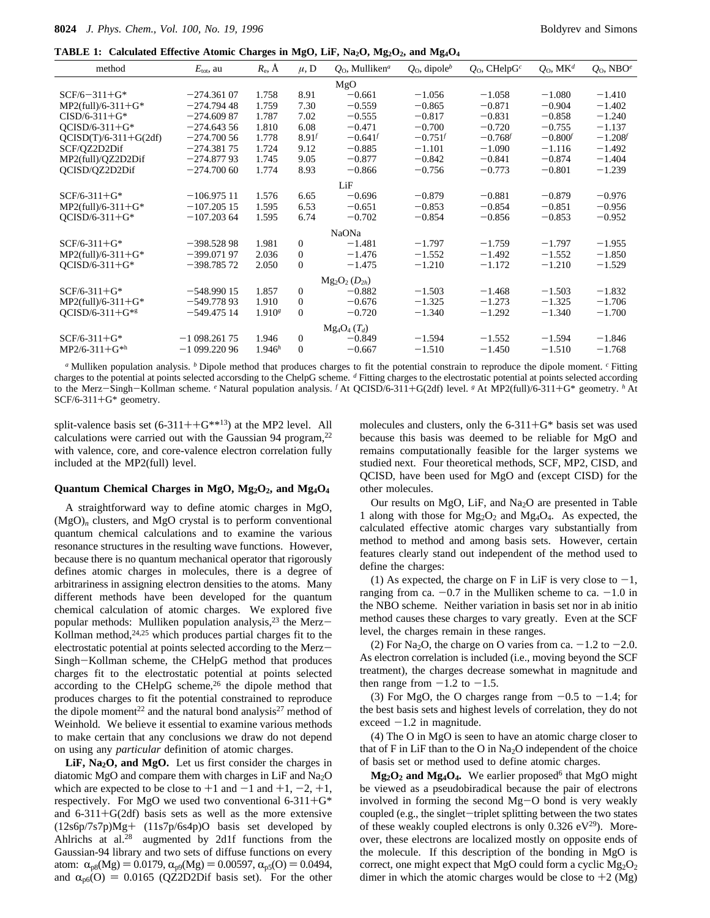**TABLE 1: Calculated Effective Atomic Charges in MgO, LiF, $Na_2O$, $Mg_2O_2$, and $Mg_4O_4$**

| method | $E_{tot}$, au | $R_e$, Å | $\mu$, D | $Q_O$, Mulliken[a] | $Q_O$, dipole[b] | $Q_O$, CHelpG[c] | $Q_O$, MK[d] | $Q_O$, NBO[e] |
|---|---|---|---|---|---|---|---|---|
| | | | | MgO | | | | |
| SCF/6−311+G* | −274.361 07 | 1.758 | 8.91 | −0.661 | −1.056 | −1.058 | −1.080 | −1.410 |
| MP2(full)/6-311+G* | −274.794 48 | 1.759 | 7.30 | −0.559 | −0.865 | −0.871 | −0.904 | −1.402 |
| CISD/6-311+G* | −274.609 87 | 1.787 | 7.02 | −0.555 | −0.817 | −0.831 | −0.858 | −1.240 |
| QCISD/6-311+G* | −274.643 56 | 1.810 | 6.08 | −0.471 | −0.700 | −0.720 | −0.755 | −1.137 |
| QCISD(T)/6-311+G(2df) | −274.700 56 | 1.778 | 8.91[f] | −0.641[f] | −0.751[f] | −0.768[f] | −0.800[f] | −1.208[f] |
| SCF/QZ2D2Dif | −274.381 75 | 1.724 | 9.12 | −0.885 | −1.101 | −1.090 | −1.116 | −1.492 |
| MP2(full)/QZ2D2Dif | −274.877 93 | 1.745 | 9.05 | −0.877 | −0.842 | −0.841 | −0.874 | −1.404 |
| QCISD/QZ2D2Dif | −274.700 60 | 1.774 | 8.93 | −0.866 | −0.756 | −0.773 | −0.801 | −1.239 |
| | | | | LiF | | | | |
| SCF/6-311+G* | −106.975 11 | 1.576 | 6.65 | −0.696 | −0.879 | −0.881 | −0.879 | −0.976 |
| MP2(full)/6-311+G* | −107.205 15 | 1.595 | 6.53 | −0.651 | −0.853 | −0.854 | −0.851 | −0.956 |
| QCISD/6-311+G* | −107.203 64 | 1.595 | 6.74 | −0.702 | −0.854 | −0.856 | −0.853 | −0.952 |
| | | | | NaONa | | | | |
| SCF/6-311+G* | −398.528 98 | 1.981 | 0 | −1.481 | −1.797 | −1.759 | −1.797 | −1.955 |
| MP2(full)/6-311+G* | −399.071 97 | 2.036 | 0 | −1.476 | −1.552 | −1.492 | −1.552 | −1.850 |
| QCISD/6-311+G* | −398.785 72 | 2.050 | 0 | −1.475 | −1.210 | −1.172 | −1.210 | −1.529 |
| | | | | $Mg_2O_2$ ($D_{2h}$) | | | | |
| SCF/6-311+G* | −548.990 15 | 1.857 | 0 | −0.882 | −1.503 | −1.468 | −1.503 | −1.832 |
| MP2(full)/6-311+G* | −549.778 93 | 1.910 | 0 | −0.676 | −1.325 | −1.273 | −1.325 | −1.706 |
| QCISD/6-311+G*[g] | −549.475 14 | 1.910[g] | 0 | −0.720 | −1.340 | −1.292 | −1.340 | −1.700 |
| | | | | $Mg_4O_4$ ($T_d$) | | | | |
| SCF/6-311+G* | −1 098.261 75 | 1.946 | 0 | −0.849 | −1.594 | −1.552 | −1.594 | −1.846 |
| MP2/6-311+G*[h] | −1 099.220 96 | 1.946[h] | 0 | −0.667 | −1.510 | −1.450 | −1.510 | −1.768 |

[a] Mulliken population analysis. [b] Dipole method that produces charges to fit the potential constrain to reproduce the dipole moment. [c] Fitting charges to the potential at points selected accorsding to the ChelpG scheme. [d] Fitting charges to the electrostatic potential at points selected according to the Merz−Singh−Kollman scheme. [e] Natural population analysis. [f] At QCISD/6-311+G(2df) level. [g] At MP2(full)/6-311+G* geometry. [h] At SCF/6-311+G* geometry.

split-valence basis set (6-311++G**[13]) at the MP2 level. All calculations were carried out with the Gaussian 94 program,[22] with valence, core, and core-valence electron correlation fully included at the MP2(full) level.

## Quantum Chemical Charges in MgO, $Mg_2O_2$, and $Mg_4O_4$

A straightforward way to define atomic charges in MgO, $(MgO)_n$ clusters, and MgO crystal is to perform conventional quantum chemical calculations and to examine the various resonance structures in the resulting wave functions. However, because there is no quantum mechanical operator that rigorously defines atomic charges in molecules, there is a degree of arbitrariness in assigning electron densities to the atoms. Many different methods have been developed for the quantum chemical calculation of atomic charges. We explored five popular methods: Mulliken population analysis,[23] the Merz−Kollman method,[24,25] which produces partial charges fit to the electrostatic potential at points selected according to the Merz−Singh−Kollman scheme, the CHelpG method that produces charges fit to the electrostatic potential at points selected according to the CHelpG scheme,[26] the dipole method that produces charges to fit the potential constrained to reproduce the dipole moment[22] and the natural bond analysis[27] method of Weinhold. We believe it essential to examine various methods to make certain that any conclusions we draw do not depend on using any *particular* definition of atomic charges.

**LiF, $Na_2O$, and MgO.** Let us first consider the charges in diatomic MgO and compare them with charges in LiF and $Na_2O$ which are expected to be close to +1 and −1 and +1, −2, +1, respectively. For MgO we used two conventional 6-311+G* and 6-311+G(2df) basis sets as well as the more extensive (12s6p/7s7p)Mg+ (11s7p/6s4p)O basis set developed by Ahlrichs at al.[28] augmented by 2d1f functions from the Gaussian-94 library and two sets of diffuse functions on every atom: $\alpha_{p8}(Mg) = 0.0179$, $\alpha_{p9}(Mg) = 0.00597$, $\alpha_{p5}(O) = 0.0494$, and $\alpha_{p6}(O) = 0.0165$ (QZ2D2Dif basis set). For the other molecules and clusters, only the 6-311+G* basis set was used because this basis was deemed to be reliable for MgO and remains computationally feasible for the larger systems we studied next. Four theoretical methods, SCF, MP2, CISD, and QCISD, have been used for MgO and (except CISD) for the other molecules.

Our results on MgO, LiF, and $Na_2O$ are presented in Table 1 along with those for $Mg_2O_2$ and $Mg_4O_4$. As expected, the calculated effective atomic charges vary substantially from method to method and among basis sets. However, certain features clearly stand out independent of the method used to define the charges:

(1) As expected, the charge on F in LiF is very close to −1, ranging from ca. −0.7 in the Mulliken scheme to ca. −1.0 in the NBO scheme. Neither variation in basis set nor in ab initio method causes these charges to vary greatly. Even at the SCF level, the charges remain in these ranges.

(2) For $Na_2O$, the charge on O varies from ca. −1.2 to −2.0. As electron correlation is included (i.e., moving beyond the SCF treatment), the charges decrease somewhat in magnitude and then range from −1.2 to −1.5.

(3) For MgO, the O charges range from −0.5 to −1.4; for the best basis sets and highest levels of correlation, they do not exceed −1.2 in magnitude.

(4) The O in MgO is seen to have an atomic charge closer to that of F in LiF than to the O in $Na_2O$ independent of the choice of basis set or method used to define atomic charges.

**$Mg_2O_2$ and $Mg_4O_4$.** We earlier proposed[6] that MgO might be viewed as a pseudobiradical because the pair of electrons involved in forming the second Mg−O bond is very weakly coupled (e.g., the singlet−triplet splitting between the two states of these weakly coupled electrons is only 0.326 eV[29]). Moreover, these electrons are localized mostly on opposite ends of the molecule. If this description of the bonding in MgO is correct, one might expect that MgO could form a cyclic $Mg_2O_2$ dimer in which the atomic charges would be close to +2 (Mg)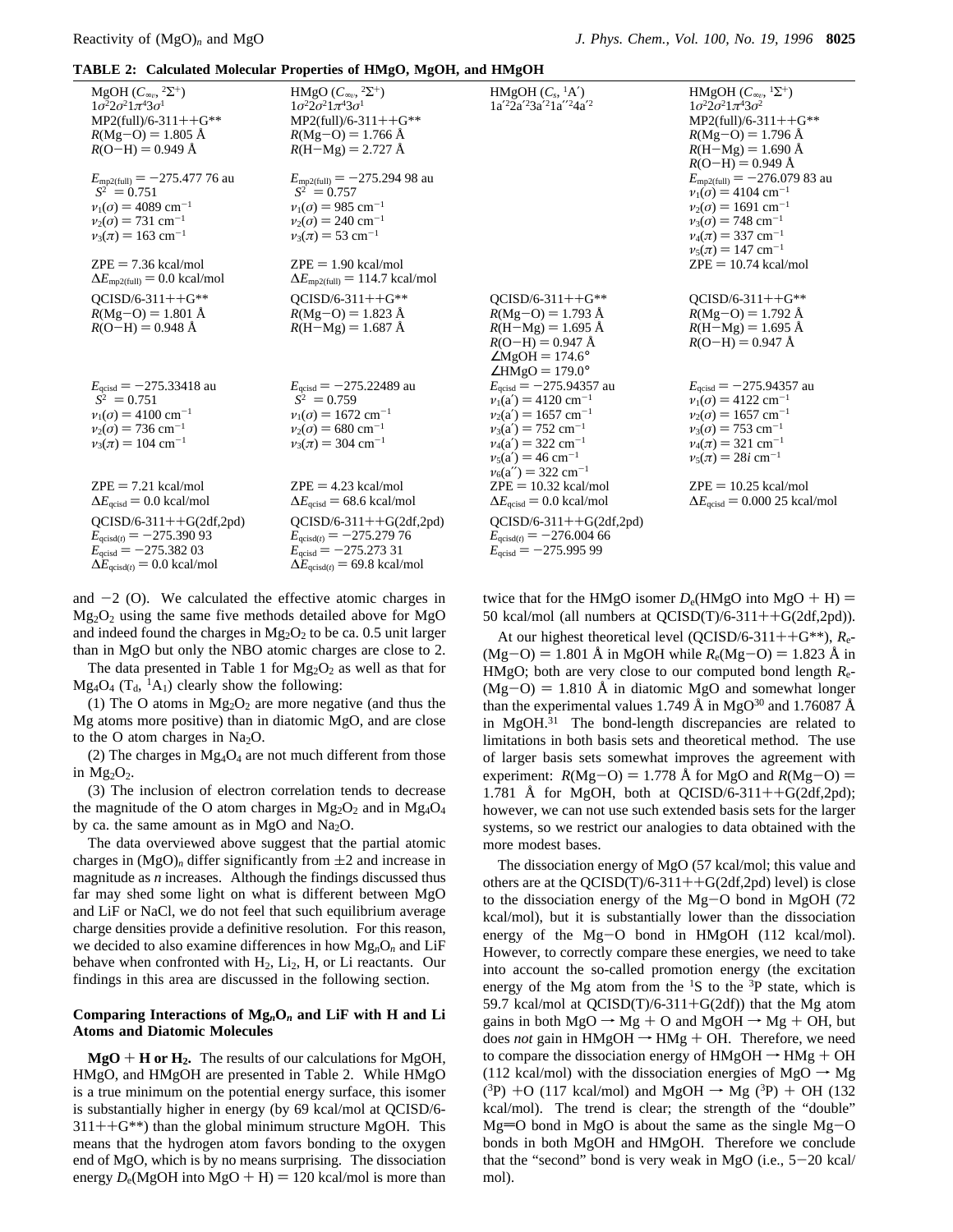**TABLE 2: Calculated Molecular Properties of HMgO, MgOH, and HMgOH**

| MgOH ($C_{\infty v}$, $^2\Sigma^+$) | HMgO ($C_{\infty v}$, $^2\Sigma^+$) | HMgOH ($C_s$, $^1$A′) | HMgOH ($C_{\infty v}$, $^1\Sigma^+$) |
|---|---|---|---|
| $1\sigma^2 2\sigma^2 1\pi^4 3\sigma^1$ | $1\sigma^2 2\sigma^2 1\pi^4 3\sigma^1$ | $1a'^2 2a'^2 3a'^2 1a''^2 4a'^2$ | $1\sigma^2 2\sigma^2 1\pi^4 3\sigma^2$ |
| MP2(full)/6-311++G** | MP2(full)/6-311++G** | | MP2(full)/6-311++G** |
| $R$(Mg−O) = 1.805 Å | $R$(Mg−O) = 1.766 Å | | $R$(Mg−O) = 1.796 Å |
| $R$(O−H) = 0.949 Å | $R$(H−Mg) = 2.727 Å | | $R$(H−Mg) = 1.690 Å |
| | | | $R$(O−H) = 0.949 Å |
| $E_{mp2(full)}$ = −275.477 76 au | $E_{mp2(full)}$ = −275.294 98 au | | $E_{mp2(full)}$ = −276.079 83 au |
| $S^2$ = 0.751 | $S^2$ = 0.757 | | $\nu_1(\sigma)$ = 4104 cm$^{-1}$ |
| $\nu_1(\sigma)$ = 4089 cm$^{-1}$ | $\nu_1(\sigma)$ = 985 cm$^{-1}$ | | $\nu_2(\sigma)$ = 1691 cm$^{-1}$ |
| $\nu_2(\sigma)$ = 731 cm$^{-1}$ | $\nu_2(\sigma)$ = 240 cm$^{-1}$ | | $\nu_3(\sigma)$ = 748 cm$^{-1}$ |
| $\nu_3(\pi)$ = 163 cm$^{-1}$ | $\nu_3(\pi)$ = 53 cm$^{-1}$ | | $\nu_4(\pi)$ = 337 cm$^{-1}$ |
| | | | $\nu_5(\pi)$ = 147 cm$^{-1}$ |
| ZPE = 7.36 kcal/mol | ZPE = 1.90 kcal/mol | | ZPE = 10.74 kcal/mol |
| $\Delta E_{mp2(full)}$ = 0.0 kcal/mol | $\Delta E_{mp2(full)}$ = 114.7 kcal/mol | | |
| QCISD/6-311++G** | QCISD/6-311++G** | QCISD/6-311++G** | QCISD/6-311++G** |
| $R$(Mg−O) = 1.801 Å | $R$(Mg−O) = 1.823 Å | $R$(Mg−O) = 1.793 Å | $R$(Mg−O) = 1.792 Å |
| $R$(O−H) = 0.948 Å | $R$(H−Mg) = 1.687 Å | $R$(H−Mg) = 1.695 Å | $R$(H−Mg) = 1.695 Å |
| | | $R$(O−H) = 0.947 Å | $R$(O−H) = 0.947 Å |
| | | ∠MgOH = 174.6° | |
| | | ∠HMgO = 179.0° | |
| $E_{qcisd}$ = −275.33418 au | $E_{qcisd}$ = −275.22489 au | $E_{qcisd}$ = −275.94357 au | $E_{qcisd}$ = −275.94357 au |
| $S^2$ = 0.751 | $S^2$ = 0.759 | $\nu_1(a')$ = 4120 cm$^{-1}$ | $\nu_1(\sigma)$ = 4122 cm$^{-1}$ |
| $\nu_1(\sigma)$ = 4100 cm$^{-1}$ | $\nu_1(\sigma)$ = 1672 cm$^{-1}$ | $\nu_2(a')$ = 1657 cm$^{-1}$ | $\nu_2(\sigma)$ = 1657 cm$^{-1}$ |
| $\nu_2(\sigma)$ = 736 cm$^{-1}$ | $\nu_2(\sigma)$ = 680 cm$^{-1}$ | $\nu_3(a')$ = 752 cm$^{-1}$ | $\nu_3(\sigma)$ = 753 cm$^{-1}$ |
| $\nu_3(\pi)$ = 104 cm$^{-1}$ | $\nu_3(\pi)$ = 304 cm$^{-1}$ | $\nu_4(a')$ = 322 cm$^{-1}$ | $\nu_4(\pi)$ = 321 cm$^{-1}$ |
| | | $\nu_5(a')$ = 46 cm$^{-1}$ | $\nu_5(\pi)$ = 28$i$ cm$^{-1}$ |
| | | $\nu_6(a'')$ = 322 cm$^{-1}$ | |
| ZPE = 7.21 kcal/mol | ZPE = 4.23 kcal/mol | ZPE = 10.32 kcal/mol | ZPE = 10.25 kcal/mol |
| $\Delta E_{qcisd}$ = 0.0 kcal/mol | $\Delta E_{qcisd}$ = 68.6 kcal/mol | $\Delta E_{qcisd}$ = 0.0 kcal/mol | $\Delta E_{qcisd}$ = 0.000 25 kcal/mol |
| QCISD/6-311++G(2df,2pd) | QCISD/6-311++G(2df,2pd) | QCISD/6-311++G(2df,2pd) | |
| $E_{qcisd(t)}$ = −275.390 93 | $E_{qcisd(t)}$ = −275.279 76 | $E_{qcisd(t)}$ = −276.004 66 | |
| $E_{qcisd}$ = −275.382 03 | $E_{qcisd}$ = −275.273 31 | $E_{qcisd}$ = −275.995 99 | |
| $\Delta E_{qcisd(t)}$ = 0.0 kcal/mol | $\Delta E_{qcisd(t)}$ = 69.8 kcal/mol | | |

and −2 (O). We calculated the effective atomic charges in $Mg_2O_2$ using the same five methods detailed above for MgO and indeed found the charges in $Mg_2O_2$ to be ca. 0.5 unit larger than in MgO but only the NBO atomic charges are close to 2.

The data presented in Table 1 for $Mg_2O_2$ as well as that for $Mg_4O_4$ ($T_d$, $^1A_1$) clearly show the following:

(1) The O atoms in $Mg_2O_2$ are more negative (and thus the Mg atoms more positive) than in diatomic MgO, and are close to the O atom charges in $Na_2O$.

(2) The charges in $Mg_4O_4$ are not much different from those in $Mg_2O_2$.

(3) The inclusion of electron correlation tends to decrease the magnitude of the O atom charges in $Mg_2O_2$ and in $Mg_4O_4$ by ca. the same amount as in MgO and $Na_2O$.

The data overviewed above suggest that the partial atomic charges in $(MgO)_n$ differ significantly from ±2 and increase in magnitude as $n$ increases. Although the findings discussed thus far may shed some light on what is different between MgO and LiF or NaCl, we do not feel that such equilibrium average charge densities provide a definitive resolution. For this reason, we decided to also examine differences in how $Mg_nO_n$ and LiF behave when confronted with $H_2$, $Li_2$, H, or Li reactants. Our findings in this area are discussed in the following section.

## Comparing Interactions of $Mg_nO_n$ and LiF with H and Li Atoms and Diatomic Molecules

**MgO + H or $H_2$.** The results of our calculations for MgOH, HMgO, and HMgOH are presented in Table 2. While HMgO is a true minimum on the potential energy surface, this isomer is substantially higher in energy (by 69 kcal/mol at QCISD/6-311++G**) than the global minimum structure MgOH. This means that the hydrogen atom favors bonding to the oxygen end of MgO, which is by no means surprising. The dissociation energy $D_e$(MgOH into MgO + H) = 120 kcal/mol is more than twice that for the HMgO isomer $D_e$(HMgO into MgO + H) = 50 kcal/mol (all numbers at QCISD(T)/6-311++G(2df,2pd)).

At our highest theoretical level (QCISD/6-311++G**), $R_e$(Mg−O) = 1.801 Å in MgOH while $R_e$(Mg−O) = 1.823 Å in HMgO; both are very close to our computed bond length $R_e$(Mg−O) = 1.810 Å in diatomic MgO and somewhat longer than the experimental values 1.749 Å in MgO[30] and 1.76087 Å in MgOH.[31] The bond-length discrepancies are related to limitations in both basis sets and theoretical method. The use of larger basis sets somewhat improves the agreement with experiment: $R$(Mg−O) = 1.778 Å for MgO and $R$(Mg−O) = 1.781 Å for MgOH, both at QCISD/6-311++G(2df,2pd); however, we can not use such extended basis sets for the larger systems, so we restrict our analogies to data obtained with the more modest bases.

The dissociation energy of MgO (57 kcal/mol; this value and others are at the QCISD(T)/6-311++G(2df,2pd) level) is close to the dissociation energy of the Mg−O bond in MgOH (72 kcal/mol), but it is substantially lower than the dissociation energy of the Mg−O bond in HMgOH (112 kcal/mol). However, to correctly compare these energies, we need to take into account the so-called promotion energy (the excitation energy of the Mg atom from the $^1$S to the $^3$P state, which is 59.7 kcal/mol at QCISD(T)/6-311+G(2df)) that the Mg atom gains in both MgO → Mg + O and MgOH → Mg + OH, but does *not* gain in HMgOH → HMg + OH. Therefore, we need to compare the dissociation energy of HMgOH → HMg + OH (112 kcal/mol) with the dissociation energies of MgO → Mg ($^3$P) +O (117 kcal/mol) and MgOH → Mg ($^3$P) + OH (132 kcal/mol). The trend is clear; the strength of the "double" Mg═O bond in MgO is about the same as the single Mg−O bonds in both MgOH and HMgOH. Therefore we conclude that the "second" bond is very weak in MgO (i.e., 5−20 kcal/mol).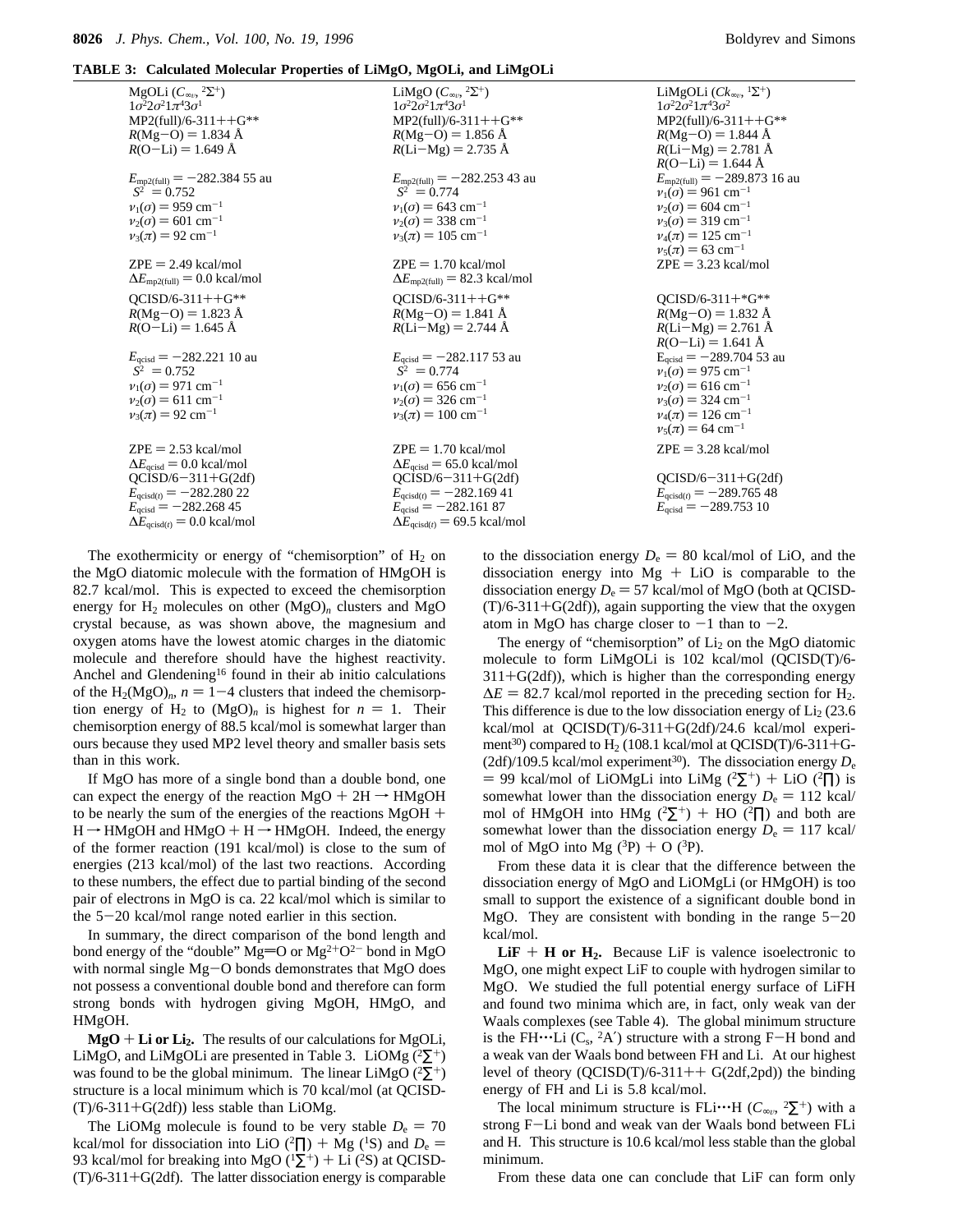**TABLE 3: Calculated Molecular Properties of LiMgO, MgOLi, and LiMgOLi**

| MgOLi ($C_{\infty v}$, $^2\Sigma^+$) | LiMgO ($C_{\infty v}$, $^2\Sigma^+$) | LiMgOLi ($Ck_{\infty v}$, $^1\Sigma^+$) |
|---|---|---|
| $1\sigma^2 2\sigma^2 1\pi^4 3\sigma^1$ | $1\sigma^2 2\sigma^2 1\pi^4 3\sigma^1$ | $1\sigma^2 2\sigma^2 1\pi^4 3\sigma^2$ |
| MP2(full)/6-311++G** | MP2(full)/6-311++G** | MP2(full)/6-311++G** |
| $R$(Mg−O) = 1.834 Å | $R$(Mg−O) = 1.856 Å | $R$(Mg−O) = 1.844 Å |
| $R$(O−Li) = 1.649 Å | $R$(Li−Mg) = 2.735 Å | $R$(Li−Mg) = 2.781 Å |
| | | $R$(O−Li) = 1.644 Å |
| $E_{mp2(full)}$ = −282.384 55 au | $E_{mp2(full)}$ = −282.253 43 au | $E_{mp2(full)}$ = −289.873 16 au |
| $S^2$ = 0.752 | $S^2$ = 0.774 | $\nu_1(\sigma)$ = 961 cm$^{-1}$ |
| $\nu_1(\sigma)$ = 959 cm$^{-1}$ | $\nu_1(\sigma)$ = 643 cm$^{-1}$ | $\nu_2(\sigma)$ = 604 cm$^{-1}$ |
| $\nu_2(\sigma)$ = 601 cm$^{-1}$ | $\nu_2(\sigma)$ = 338 cm$^{-1}$ | $\nu_3(\sigma)$ = 319 cm$^{-1}$ |
| $\nu_3(\pi)$ = 92 cm$^{-1}$ | $\nu_3(\pi)$ = 105 cm$^{-1}$ | $\nu_4(\pi)$ = 125 cm$^{-1}$ |
| | | $\nu_5(\pi)$ = 63 cm$^{-1}$ |
| ZPE = 2.49 kcal/mol | ZPE = 1.70 kcal/mol | ZPE = 3.23 kcal/mol |
| $\Delta E_{mp2(full)}$ = 0.0 kcal/mol | $\Delta E_{mp2(full)}$ = 82.3 kcal/mol | |
| QCISD/6-311++G** | QCISD/6-311++G** | QCISD/6-311+*G** |
| $R$(Mg−O) = 1.823 Å | $R$(Mg−O) = 1.841 Å | $R$(Mg−O) = 1.832 Å |
| $R$(O−Li) = 1.645 Å | $R$(Li−Mg) = 2.744 Å | $R$(Li−Mg) = 2.761 Å |
| | | $R$(O−Li) = 1.641 Å |
| $E_{qcisd}$ = −282.221 10 au | $E_{qcisd}$ = −282.117 53 au | $E_{qcisd}$ = −289.704 53 au |
| $S^2$ = 0.752 | $S^2$ = 0.774 | $\nu_1(\sigma)$ = 975 cm$^{-1}$ |
| $\nu_1(\sigma)$ = 971 cm$^{-1}$ | $\nu_1(\sigma)$ = 656 cm$^{-1}$ | $\nu_2(\sigma)$ = 616 cm$^{-1}$ |
| $\nu_2(\sigma)$ = 611 cm$^{-1}$ | $\nu_2(\sigma)$ = 326 cm$^{-1}$ | $\nu_3(\sigma)$ = 324 cm$^{-1}$ |
| $\nu_3(\pi)$ = 92 cm$^{-1}$ | $\nu_3(\pi)$ = 100 cm$^{-1}$ | $\nu_4(\pi)$ = 126 cm$^{-1}$ |
| | | $\nu_5(\pi)$ = 64 cm$^{-1}$ |
| ZPE = 2.53 kcal/mol | ZPE = 1.70 kcal/mol | ZPE = 3.28 kcal/mol |
| $\Delta E_{qcisd}$ = 0.0 kcal/mol | $\Delta E_{qcisd}$ = 65.0 kcal/mol | |
| QCISD/6−311+G(2df) | QCISD/6−311+G(2df) | QCISD/6−311+G(2df) |
| $E_{qcisd(t)}$ = −282.280 22 | $E_{qcisd(t)}$ = −282.169 41 | $E_{qcisd(t)}$ = −289.765 48 |
| $E_{qcisd}$ = −282.268 45 | $E_{qcisd}$ = −282.161 87 | $E_{qcisd}$ = −289.753 10 |
| $\Delta E_{qcisd(t)}$ = 0.0 kcal/mol | $\Delta E_{qcisd(t)}$ = 69.5 kcal/mol | |

The exothermicity or energy of "chemisorption" of $H_2$ on the MgO diatomic molecule with the formation of HMgOH is 82.7 kcal/mol. This is expected to exceed the chemisorption energy for $H_2$ molecules on other $(MgO)_n$ clusters and MgO crystal because, as was shown above, the magnesium and oxygen atoms have the lowest atomic charges in the diatomic molecule and therefore should have the highest reactivity. Anchel and Glendening[16] found in their ab initio calculations of the $H_2(MgO)_n$, $n$ = 1−4 clusters that indeed the chemisorption energy of $H_2$ to $(MgO)_n$ is highest for $n$ = 1. Their chemisorption energy of 88.5 kcal/mol is somewhat larger than ours because they used MP2 level theory and smaller basis sets than in this work.

If MgO has more of a single bond than a double bond, one can expect the energy of the reaction MgO + 2H → HMgOH to be nearly the sum of the energies of the reactions MgOH + H → HMgOH and HMgO + H → HMgOH. Indeed, the energy of the former reaction (191 kcal/mol) is close to the sum of energies (213 kcal/mol) of the last two reactions. According to these numbers, the effect due to partial binding of the second pair of electrons in MgO is ca. 22 kcal/mol which is similar to the 5−20 kcal/mol range noted earlier in this section.

In summary, the direct comparison of the bond length and bond energy of the "double" Mg═O or $Mg^{2+}O^{2-}$ bond in MgO with normal single Mg−O bonds demonstrates that MgO does not possess a conventional double bond and therefore can form strong bonds with hydrogen giving MgOH, HMgO, and HMgOH.

**MgO + Li or Li$_2$.** The results of our calculations for MgOLi, LiMgO, and LiMgOLi are presented in Table 3. LiOMg ($^2\Sigma^+$) was found to be the global minimum. The linear LiMgO ($^2\Sigma^+$) structure is a local minimum which is 70 kcal/mol (at QCISD-(T)/6-311+G(2df)) less stable than LiOMg.

The LiOMg molecule is found to be very stable $D_e$ = 70 kcal/mol for dissociation into LiO ($^2\Pi$) + Mg ($^1$S) and $D_e$ = 93 kcal/mol for breaking into MgO ($^1\Sigma^+$) + Li ($^2$S) at QCISD-(T)/6-311+G(2df). The latter dissociation energy is comparable to the dissociation energy $D_e$ = 80 kcal/mol of LiO, and the dissociation energy into Mg + LiO is comparable to the dissociation energy $D_e$ = 57 kcal/mol of MgO (both at QCISD-(T)/6-311+G(2df)), again supporting the view that the oxygen atom in MgO has charge closer to −1 than to −2.

The energy of "chemisorption" of $Li_2$ on the MgO diatomic molecule to form LiMgOLi is 102 kcal/mol (QCISD(T)/6-311+G(2df)), which is higher than the corresponding energy $\Delta E$ = 82.7 kcal/mol reported in the preceding section for $H_2$. This difference is due to the low dissociation energy of $Li_2$ (23.6 kcal/mol at QCISD(T)/6-311+G(2df)/24.6 kcal/mol experiment[30]) compared to $H_2$ (108.1 kcal/mol at QCISD(T)/6-311+G-(2df)/109.5 kcal/mol experiment[30]). The dissociation energy $D_e$ = 99 kcal/mol of LiOMgLi into LiMg ($^2\Sigma^+$) + LiO ($^2\Pi$) is somewhat lower than the dissociation energy $D_e$ = 112 kcal/mol of HMgOH into HMg ($^2\Sigma^+$) + HO ($^2\Pi$) and both are somewhat lower than the dissociation energy $D_e$ = 117 kcal/mol of MgO into Mg ($^3$P) + O ($^3$P).

From these data it is clear that the difference between the dissociation energy of MgO and LiOMgLi (or HMgOH) is too small to support the existence of a significant double bond in MgO. They are consistent with bonding in the range 5−20 kcal/mol.

**LiF + H or H$_2$.** Because LiF is valence isoelectronic to MgO, one might expect LiF to couple with hydrogen similar to MgO. We studied the full potential energy surface of LiFH and found two minima which are, in fact, only weak van der Waals complexes (see Table 4). The global minimum structure is the FH···Li ($C_s$, $^2$A′) structure with a strong F−H bond and a weak van der Waals bond between FH and Li. At our highest level of theory (QCISD(T)/6-311++ G(2df,2pd)) the binding energy of FH and Li is 5.8 kcal/mol.

The local minimum structure is FLi···H ($C_{\infty v}$, $^2\Sigma^+$) with a strong F−Li bond and weak van der Waals bond between FLi and H. This structure is 10.6 kcal/mol less stable than the global minimum.

From these data one can conclude that LiF can form only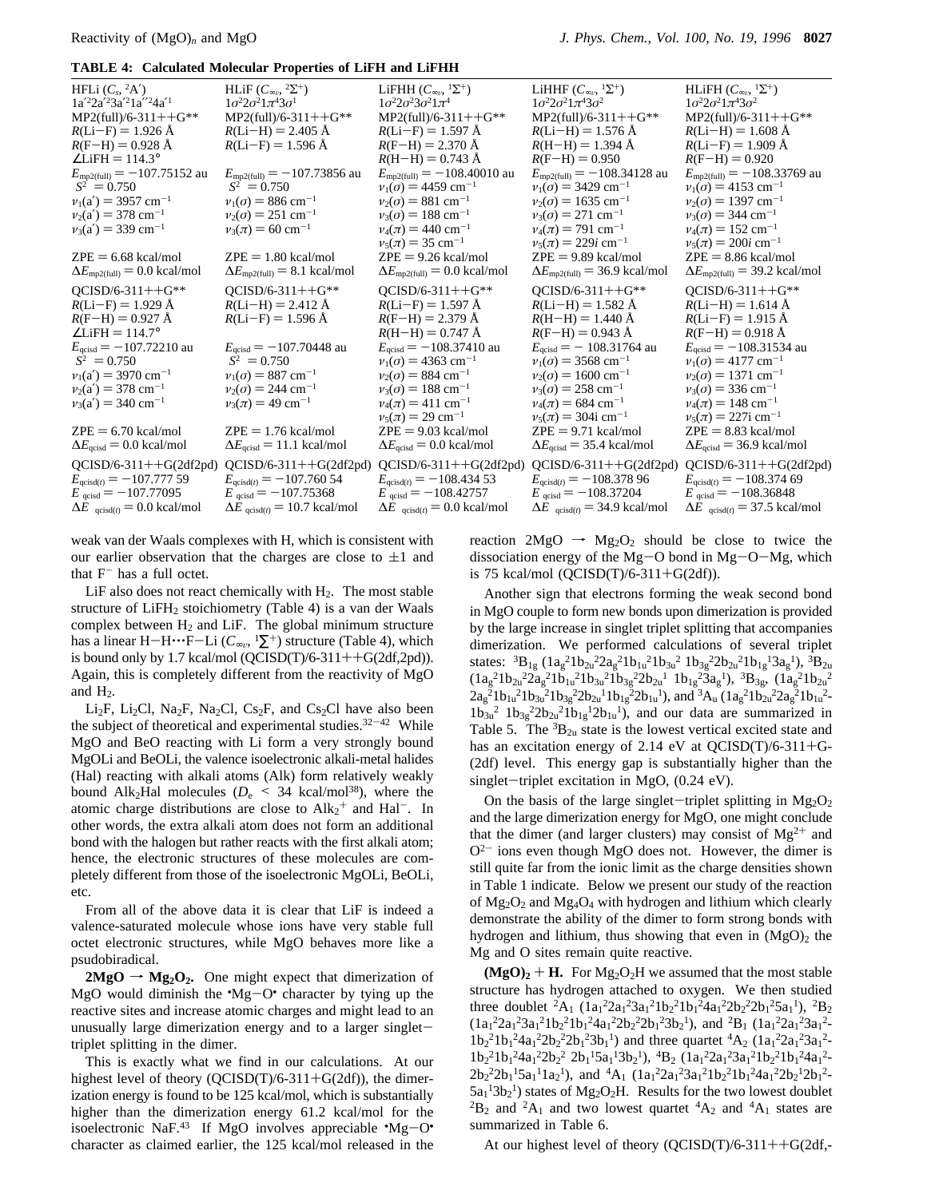**TABLE 4: Calculated Molecular Properties of LiFH and LiFHH**

| HFLi ($C_s$, $^2A'$) | HLiF ($C_{\infty v}$, $^2\Sigma^+$) | LiFHH ($C_{\infty v}$, $^1\Sigma^+$) | LiHHF ($C_{\infty v}$, $^1\Sigma^+$) | HLiFH ($C_{\infty v}$, $^1\Sigma^+$) |
|---|---|---|---|---|
| $1a'^2 2a'^2 3a'^2 1a''^2 4a'^1$ | $1\sigma^2 2\sigma^2 1\pi^4 3\sigma^1$ | $1\sigma^2 2\sigma^2 3\sigma^2 1\pi^4$ | $1\sigma^2 2\sigma^2 1\pi^4 3\sigma^2$ | $1\sigma^2 2\sigma^2 1\pi^4 3\sigma^2$ |
| MP2(full)/6-311++G** | MP2(full)/6-311++G** | MP2(full)/6-311++G** | MP2(full)/6-311++G** | MP2(full)/6-311++G** |
| $R$(Li−F) = 1.926 Å | $R$(Li−H) = 2.405 Å | $R$(Li−F) = 1.597 Å | $R$(Li−H) = 1.576 Å | $R$(Li−H) = 1.608 Å |
| $R$(F−H) = 0.928 Å | $R$(Li−F) = 1.596 Å | $R$(F−H) = 2.370 Å | $R$(H−H) = 1.394 Å | $R$(Li−F) = 1.909 Å |
| ∠LiFH = 114.3° | | $R$(H−H) = 0.743 Å | $R$(F−H) = 0.950 | $R$(F−H) = 0.920 |
| $E_{mp2(full)}$ = −107.75152 au | $E_{mp2(full)}$ = −107.73856 au | $E_{mp2(full)}$ = −108.40010 au | $E_{mp2(full)}$ = −108.34128 au | $E_{mp2(full)}$ = −108.33769 au |
| $S^2$ = 0.750 | $S^2$ = 0.750 | $\nu_1(\sigma)$ = 4459 cm$^{-1}$ | $\nu_1(\sigma)$ = 3429 cm$^{-1}$ | $\nu_1(\sigma)$ = 4153 cm$^{-1}$ |
| $\nu_1$(a′) = 3957 cm$^{-1}$ | $\nu_1(\sigma)$ = 886 cm$^{-1}$ | $\nu_2(\sigma)$ = 881 cm$^{-1}$ | $\nu_2(\sigma)$ = 1635 cm$^{-1}$ | $\nu_2(\sigma)$ = 1397 cm$^{-1}$ |
| $\nu_2$(a′) = 378 cm$^{-1}$ | $\nu_2(\sigma)$ = 251 cm$^{-1}$ | $\nu_3(\sigma)$ = 188 cm$^{-1}$ | $\nu_3(\sigma)$ = 271 cm$^{-1}$ | $\nu_3(\sigma)$ = 344 cm$^{-1}$ |
| $\nu_3$(a′) = 339 cm$^{-1}$ | $\nu_3(\pi)$ = 60 cm$^{-1}$ | $\nu_4(\pi)$ = 440 cm$^{-1}$ | $\nu_4(\pi)$ = 791 cm$^{-1}$ | $\nu_4(\pi)$ = 152 cm$^{-1}$ |
| | | $\nu_5(\pi)$ = 35 cm$^{-1}$ | $\nu_5(\pi)$ = 229$i$ cm$^{-1}$ | $\nu_5(\pi)$ = 200$i$ cm$^{-1}$ |
| ZPE = 6.68 kcal/mol | ZPE = 1.80 kcal/mol | ZPE = 9.26 kcal/mol | ZPE = 9.89 kcal/mol | ZPE = 8.86 kcal/mol |
| $\Delta E_{mp2(full)}$ = 0.0 kcal/mol | $\Delta E_{mp2(full)}$ = 8.1 kcal/mol | $\Delta E_{mp2(full)}$ = 0.0 kcal/mol | $\Delta E_{mp2(full)}$ = 36.9 kcal/mol | $\Delta E_{mp2(full)}$ = 39.2 kcal/mol |
| QCISD/6-311++G** | QCISD/6-311++G** | QCISD/6-311++G** | QCISD/6-311++G** | QCISD/6-311++G** |
| $R$(Li−F) = 1.929 Å | $R$(Li−H) = 2.412 Å | $R$(Li−F) = 1.597 Å | $R$(Li−H) = 1.582 Å | $R$(Li−H) = 1.614 Å |
| $R$(F−H) = 0.927 Å | $R$(Li−F) = 1.596 Å | $R$(F−H) = 2.379 Å | $R$(H−H) = 1.440 Å | $R$(Li−F) = 1.915 Å |
| ∠LiFH = 114.7° | | $R$(H−H) = 0.747 Å | $R$(F−H) = 0.943 Å | $R$(F−H) = 0.918 Å |
| $E_{qcisd}$ = −107.72210 au | $E_{qcisd}$ = −107.70448 au | $E_{qcisd}$ = −108.37410 au | $E_{qcisd}$ = − 108.31764 au | $E_{qcisd}$ = −108.31534 au |
| $S^2$ = 0.750 | $S^2$ = 0.750 | $\nu_1(\sigma)$ = 4363 cm$^{-1}$ | $\nu_1(\sigma)$ = 3568 cm$^{-1}$ | $\nu_1(\sigma)$ = 4177 cm$^{-1}$ |
| $\nu_1$(a′) = 3970 cm$^{-1}$ | $\nu_1(\sigma)$ = 887 cm$^{-1}$ | $\nu_2(\sigma)$ = 884 cm$^{-1}$ | $\nu_2(\sigma)$ = 1600 cm$^{-1}$ | $\nu_2(\sigma)$ = 1371 cm$^{-1}$ |
| $\nu_2$(a′) = 378 cm$^{-1}$ | $\nu_2(\sigma)$ = 244 cm$^{-1}$ | $\nu_3(\sigma)$ = 188 cm$^{-1}$ | $\nu_3(\sigma)$ = 258 cm$^{-1}$ | $\nu_3(\sigma)$ = 336 cm$^{-1}$ |
| $\nu_3$(a′) = 340 cm$^{-1}$ | $\nu_3(\pi)$ = 49 cm$^{-1}$ | $\nu_4(\pi)$ = 411 cm$^{-1}$ | $\nu_4(\pi)$ = 684 cm$^{-1}$ | $\nu_4(\pi)$ = 148 cm$^{-1}$ |
| | | $\nu_5(\pi)$ = 29 cm$^{-1}$ | $\nu_5(\pi)$ = 304i cm$^{-1}$ | $\nu_5(\pi)$ = 227i cm$^{-1}$ |
| ZPE = 6.70 kcal/mol | ZPE = 1.76 kcal/mol | ZPE = 9.03 kcal/mol | ZPE = 9.71 kcal/mol | ZPE = 8.83 kcal/mol |
| $\Delta E_{qcisd}$ = 0.0 kcal/mol | $\Delta E_{qcisd}$ = 11.1 kcal/mol | $\Delta E_{qcisd}$ = 0.0 kcal/mol | $\Delta E_{qcisd}$ = 35.4 kcal/mol | $\Delta E_{qcisd}$ = 36.9 kcal/mol |
| QCISD/6-311++G(2df2pd) | QCISD/6-311++G(2df2pd) | QCISD/6-311++G(2df2pd) | QCISD/6-311++G(2df2pd) | QCISD/6-311++G(2df2pd) |
| $E_{qcisd(t)}$ = −107.777 59 | $E_{qcisd(t)}$ = −107.760 54 | $E_{qcisd(t)}$ = −108.434 53 | $E_{qcisd(t)}$ = −108.378 96 | $E_{qcisd(t)}$ = −108.374 69 |
| $E_{qcisd}$ = −107.77095 | $E_{qcisd}$ = −107.75368 | $E_{qcisd}$ = −108.42757 | $E_{qcisd}$ = −108.37204 | $E_{qcisd}$ = −108.36848 |
| $\Delta E_{qcisd(t)}$ = 0.0 kcal/mol | $\Delta E_{qcisd(t)}$ = 10.7 kcal/mol | $\Delta E_{qcisd(t)}$ = 0.0 kcal/mol | $\Delta E_{qcisd(t)}$ = 34.9 kcal/mol | $\Delta E_{qcisd(t)}$ = 37.5 kcal/mol |

weak van der Waals complexes with H, which is consistent with our earlier observation that the charges are close to ±1 and that $F^-$ has a full octet.

LiF also does not react chemically with $H_2$. The most stable structure of $LiFH_2$ stoichiometry (Table 4) is a van der Waals complex between $H_2$ and LiF. The global minimum structure has a linear H−H···F−Li ($C_{\infty v}$, $^1\Sigma^+$) structure (Table 4), which is bound only by 1.7 kcal/mol (QCISD(T)/6-311++G(2df,2pd)). Again, this is completely different from the reactivity of MgO and $H_2$.

$Li_2F$, $Li_2Cl$, $Na_2F$, $Na_2Cl$, $Cs_2F$, and $Cs_2Cl$ have also been the subject of theoretical and experimental studies.[32−42] While MgO and BeO reacting with Li form a very strongly bound MgOLi and BeOLi, the valence isoelectronic alkali-metal halides (Hal) reacting with alkali atoms (Alk) form relatively weakly bound $Alk_2Hal$ molecules ($D_e$ < 34 kcal/mol[38]), where the atomic charge distributions are close to $Alk_2^+$ and $Hal^-$. In other words, the extra alkali atom does not form an additional bond with the halogen but rather reacts with the first alkali atom; hence, the electronic structures of these molecules are completely different from those of the isoelectronic MgOLi, BeOLi, etc.

From all of the above data it is clear that LiF is indeed a valence-saturated molecule whose ions have very stable full octet electronic structures, while MgO behaves more like a psudobiradical.

**2MgO → $Mg_2O_2$.** One might expect that dimerization of MgO would diminish the •Mg−O• character by tying up the reactive sites and increase atomic charges and might lead to an unusually large dimerization energy and to a larger singlet−triplet splitting in the dimer.

This is exactly what we find in our calculations. At our highest level of theory (QCISD(T)/6-311+G(2df)), the dimerization energy is found to be 125 kcal/mol, which is substantially higher than the dimerization energy 61.2 kcal/mol for the isoelectronic NaF.[43] If MgO involves appreciable •Mg−O• character as claimed earlier, the 125 kcal/mol released in the reaction 2MgO → $Mg_2O_2$ should be close to twice the dissociation energy of the Mg−O bond in Mg−O−Mg, which is 75 kcal/mol (QCISD(T)/6-311+G(2df)).

Another sign that electrons forming the weak second bond in MgO couple to form new bonds upon dimerization is provided by the large increase in singlet triplet splitting that accompanies dimerization. We performed calculations of several triplet states: $^3B_{1g}$ ($1a_g^2 1b_{2u}^2 2a_g^2 1b_{1u}^2 1b_{3u}^2$ $1b_{3g}^2 2b_{2u}^2 1b_{1g}^1 3a_g^1$), $^3B_{2u}$ ($1a_g^2 1b_{2u}^2 2a_g^2 1b_{1u}^2 1b_{3u}^2 1b_{3g}^2 2b_{2u}^1$ $1b_{1g}^2 3a_g^1$), $^3B_{3g}$, ($1a_g^2 1b_{2u}^2$ $2a_g^2 1b_{1u}^2 1b_{3u}^2 1b_{3g}^2 2b_{2u}^1 1b_{1g}^2 2b_{1u}^1$), and $^3A_u$ ($1a_g^2 1b_{2u}^2 2a_g^2 1b_{1u}^2$ $1b_{3u}^2$ $1b_{3g}^2 2b_{2u}^2 1b_{1g}^1 2b_{1u}^1$), and our data are summarized in Table 5. The $^3B_{2u}$ state is the lowest vertical excited state and has an excitation energy of 2.14 eV at QCISD(T)/6-311+G-(2df) level. This energy gap is substantially higher than the singlet−triplet excitation in MgO, (0.24 eV).

On the basis of the large singlet−triplet splitting in $Mg_2O_2$ and the large dimerization energy for MgO, one might conclude that the dimer (and larger clusters) may consist of $Mg^{2+}$ and $O^{2-}$ ions even though MgO does not. However, the dimer is still quite far from the ionic limit as the charge densities shown in Table 1 indicate. Below we present our study of the reaction of $Mg_2O_2$ and $Mg_4O_4$ with hydrogen and lithium which clearly demonstrate the ability of the dimer to form strong bonds with hydrogen and lithium, thus showing that even in $(MgO)_2$ the Mg and O sites remain quite reactive.

**$(MgO)_2$ + H.** For $Mg_2O_2H$ we assumed that the most stable structure has hydrogen attached to oxygen. We then studied three doublet $^2A_1$ ($1a_1^2 2a_1^2 3a_1^2 1b_2^2 1b_1^2 4a_1^2 2b_2^2 2b_1^2 5a_1^1$), $^2B_2$ ($1a_1^2 2a_1^2 3a_1^2 1b_2^2 1b_1^2 4a_1^2 2b_2^2 2b_1^2 3b_2^1$), and $^2B_1$ ($1a_1^2 2a_1^2 3a_1^2$-$1b_2^2 1b_1^2 4a_1^2 2b_2^2 2b_1^2 3b_1^1$) and three quartet $^4A_2$ ($1a_1^2 2a_1^2 3a_1^2$-$1b_2^2 1b_1^2 4a_1^2 2b_2^2$ $2b_1^1 5a_1^1 3b_2^1$), $^4B_2$ ($1a_1^2 2a_1^2 3a_1^2 1b_2^2 1b_1^2 4a_1^2$-$2b_2^2 2b_1^1 5a_1^1 1a_2^1$), and $^4A_1$ ($1a_1^2 2a_1^2 3a_1^2 1b_2^2 1b_1^2 4a_1^2 2b_2^2 2b_1^2$-$5a_1^1 3b_2^1$) states of $Mg_2O_2H$. Results for the two lowest doublet $^2B_2$ and $^2A_1$ and two lowest quartet $^4A_2$ and $^4A_1$ states are summarized in Table 6.

At our highest level of theory (QCISD(T)/6-311++G(2df,-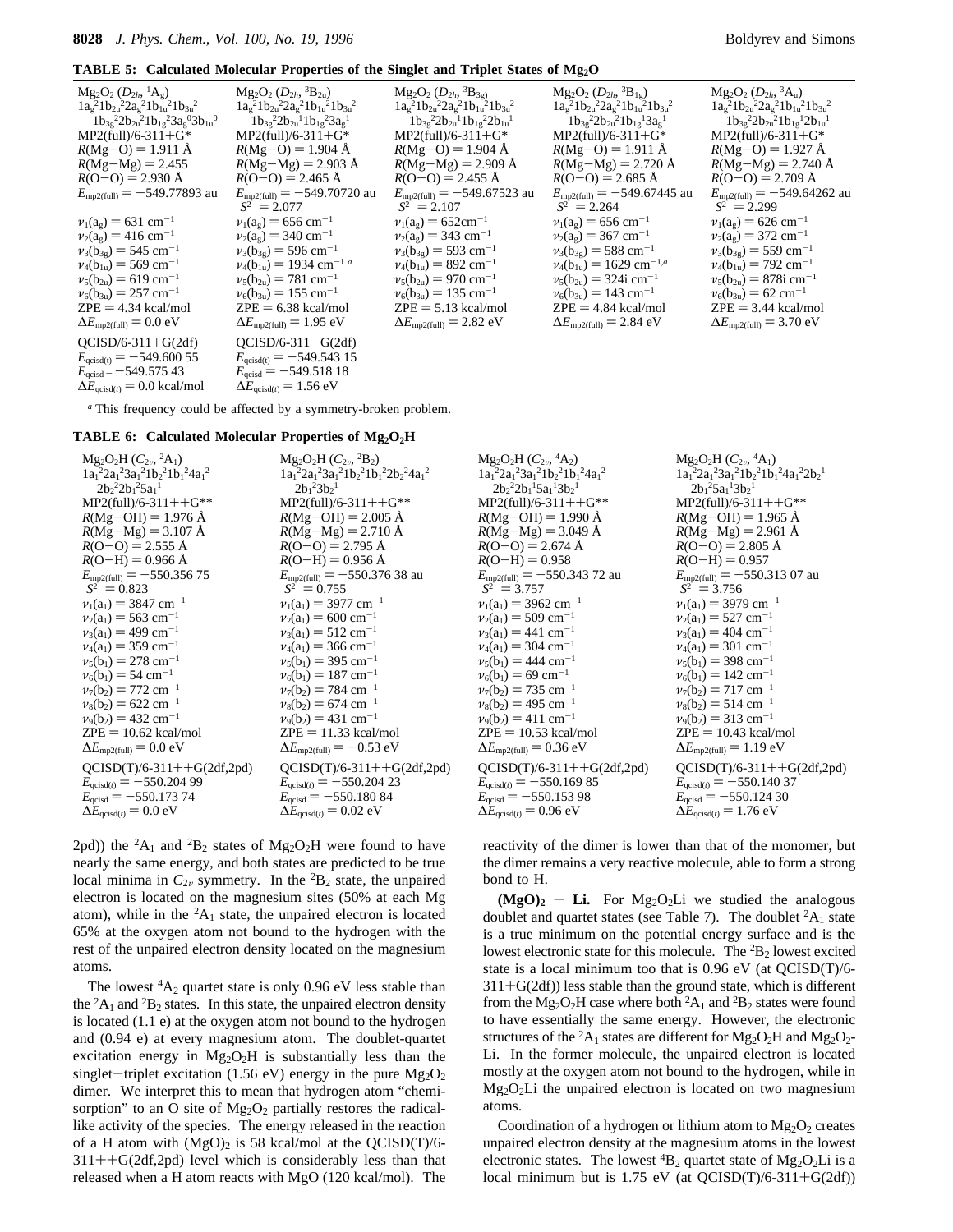**TABLE 5: Calculated Molecular Properties of the Singlet and Triplet States of $Mg_2O$**

| $Mg_2O_2$ ($D_{2h}$, $^1A_g$) | $Mg_2O_2$ ($D_{2h}$, $^3B_{2u}$) | $Mg_2O_2$ ($D_{2h}$, $^3B_{3g}$) | $Mg_2O_2$ ($D_{2h}$, $^3B_{1g}$) | $Mg_2O_2$ ($D_{2h}$, $^3A_u$) |
|---|---|---|---|---|
| $1a_g^2 1b_{2u}^2 2a_g^2 1b_{1u}^2 1b_{3u}^2$ $1b_{3g}^2 2b_{2u}^2 1b_{1g}^2 3a_g^0 3b_{1u}^0$ | $1a_g^2 1b_{2u}^2 2a_g^2 1b_{1u}^2 1b_{3u}^2$ $1b_{3g}^2 2b_{2u}^1 1b_{1g}^2 3a_g^1$ | $1a_g^2 1b_{2u}^2 2a_g^2 1b_{1u}^2 1b_{3u}^2$ $1b_{3g}^2 2b_{2u}^1 1b_{1g}^2 2b_{1u}^1$ | $1a_g^2 1b_{2u}^2 2a_g^2 1b_{1u}^2 1b_{3u}^2$ $1b_{3g}^2 2b_{2u}^2 1b_{1g}^1 3a_g^1$ | $1a_g^2 1b_{2u}^2 2a_g^2 1b_{1u}^2 1b_{3u}^2$ $1b_{3g}^2 2b_{2u}^2 1b_{1g}^1 2b_{1u}^1$ |
| MP2(full)/6-311+G* | MP2(full)/6-311+G* | MP2(full)/6-311+G* | MP2(full)/6-311+G* | MP2(full)/6-311+G* |
| $R$(Mg−O) = 1.911 Å | $R$(Mg−O) = 1.904 Å | $R$(Mg−O) = 1.904 Å | $R$(Mg−O) = 1.911 Å | $R$(Mg−O) = 1.927 Å |
| $R$(Mg−Mg) = 2.455 | $R$(Mg−Mg) = 2.903 Å | $R$(Mg−Mg) = 2.909 Å | $R$(Mg−Mg) = 2.720 Å | $R$(Mg−Mg) = 2.740 Å |
| $R$(O−O) = 2.930 Å | $R$(O−O) = 2.465 Å | $R$(O−O) = 2.455 Å | $R$(O−O) = 2.685 Å | $R$(O−O) = 2.709 Å |
| $E_{mp2(full)}$ = −549.77893 au | $E_{mp2(full)}$ = −549.70720 au | $E_{mp2(full)}$ = −549.67523 au | $E_{mp2(full)}$ = −549.67445 au | $E_{mp2(full)}$ = −549.64262 au |
| | $S^2$ = 2.077 | $S^2$ = 2.107 | $S^2$ = 2.264 | $S^2$ = 2.299 |
| $\nu_1(a_g)$ = 631 cm$^{-1}$ | $\nu_1(a_g)$ = 656 cm$^{-1}$ | $\nu_1(a_g)$ = 652cm$^{-1}$ | $\nu_1(a_g)$ = 656 cm$^{-1}$ | $\nu_1(a_g)$ = 626 cm$^{-1}$ |
| $\nu_2(a_g)$ = 416 cm$^{-1}$ | $\nu_2(a_g)$ = 340 cm$^{-1}$ | $\nu_2(a_g)$ = 343 cm$^{-1}$ | $\nu_2(a_g)$ = 367 cm$^{-1}$ | $\nu_2(a_g)$ = 372 cm$^{-1}$ |
| $\nu_3(b_{3g})$ = 545 cm$^{-1}$ | $\nu_3(b_{3g})$ = 596 cm$^{-1}$ | $\nu_3(b_{3g})$ = 593 cm$^{-1}$ | $\nu_3(b_{3g})$ = 588 cm$^{-1}$ | $\nu_3(b_{3g})$ = 559 cm$^{-1}$ |
| $\nu_4(b_{1u})$ = 569 cm$^{-1}$ | $\nu_4(b_{1u})$ = 1934 cm$^{-1}$ [a] | $\nu_4(b_{1u})$ = 892 cm$^{-1}$ | $\nu_4(b_{1u})$ = 1629 cm$^{-1}$,[a] | $\nu_4(b_{1u})$ = 792 cm$^{-1}$ |
| $\nu_5(b_{2u})$ = 619 cm$^{-1}$ | $\nu_5(b_{2u})$ = 781 cm$^{-1}$ | $\nu_5(b_{2u})$ = 970 cm$^{-1}$ | $\nu_5(b_{2u})$ = 324i cm$^{-1}$ | $\nu_5(b_{2u})$ = 878i cm$^{-1}$ |
| $\nu_6(b_{3u})$ = 257 cm$^{-1}$ | $\nu_6(b_{3u})$ = 155 cm$^{-1}$ | $\nu_6(b_{3u})$ = 135 cm$^{-1}$ | $\nu_6(b_{3u})$ = 143 cm$^{-1}$ | $\nu_6(b_{3u})$ = 62 cm$^{-1}$ |
| ZPE = 4.34 kcal/mol | ZPE = 6.38 kcal/mol | ZPE = 5.13 kcal/mol | ZPE = 4.84 kcal/mol | ZPE = 3.44 kcal/mol |
| $\Delta E_{mp2(full)}$ = 0.0 eV | $\Delta E_{mp2(full)}$ = 1.95 eV | $\Delta E_{mp2(full)}$ = 2.82 eV | $\Delta E_{mp2(full)}$ = 2.84 eV | $\Delta E_{mp2(full)}$ = 3.70 eV |
| QCISD/6-311+G(2df) | QCISD/6-311+G(2df) | | | |
| $E_{qcisd(t)}$ = −549.600 55 | $E_{qcisd(t)}$ = −549.543 15 | | | |
| $E_{qcisd}$ = −549.575 43 | $E_{qcisd}$ = −549.518 18 | | | |
| $\Delta E_{qcisd(t)}$ = 0.0 kcal/mol | $\Delta E_{qcisd(t)}$ = 1.56 eV | | | |

[a] This frequency could be affected by a symmetry-broken problem.

**TABLE 6: Calculated Molecular Properties of $Mg_2O_2H$**

| $Mg_2O_2H$ ($C_{2v}$, $^2A_1$) | $Mg_2O_2H$ ($C_{2v}$, $^2B_2$) | $Mg_2O_2H$ ($C_{2v}$, $^4A_2$) | $Mg_2O_2H$ ($C_{2v}$, $^4A_1$) |
|---|---|---|---|
| $1a_1^2 2a_1^2 3a_1^2 1b_2^2 1b_1^2 4a_1^2$ $2b_2^2 2b_1^2 5a_1^1$ | $1a_1^2 2a_1^2 3a_1^2 1b_2^2 1b_1^2 2b_2^2 4a_1^2$ $2b_1^2 3b_2^1$ | $1a_1^2 2a_1^2 3a_1^2 1b_2^2 1b_1^2 4a_1^2$ $2b_2^2 2b_1^1 5a_1^1 3b_2^1$ | $1a_1^2 2a_1^2 3a_1^2 1b_2^2 1b_1^2 4a_1^2 2b_2^1$ $2b_1^2 5a_1^1 3b_2^1$ |
| MP2(full)/6-311++G** | MP2(full)/6-311++G** | MP2(full)/6-311++G** | MP2(full)/6-311++G** |
| $R$(Mg−OH) = 1.976 Å | $R$(Mg−OH) = 2.005 Å | $R$(Mg−OH) = 1.990 Å | $R$(Mg−OH) = 1.965 Å |
| $R$(Mg−Mg) = 3.107 Å | $R$(Mg−Mg) = 2.710 Å | $R$(Mg−Mg) = 3.049 Å | $R$(Mg−Mg) = 2.961 Å |
| $R$(O−O) = 2.555 Å | $R$(O−O) = 2.795 Å | $R$(O−O) = 2.674 Å | $R$(O−O) = 2.805 Å |
| $R$(O−H) = 0.966 Å | $R$(O−H) = 0.956 Å | $R$(O−H) = 0.958 | $R$(O−H) = 0.957 |
| $E_{mp2(full)}$ = −550.356 75 | $E_{mp2(full)}$ = −550.376 38 au | $E_{mp2(full)}$ = −550.343 72 au | $E_{mp2(full)}$ = −550.313 07 au |
| $S^2$ = 0.823 | $S^2$ = 0.755 | $S^2$ = 3.757 | $S^2$ = 3.756 |
| $\nu_1(a_1)$ = 3847 cm$^{-1}$ | $\nu_1(a_1)$ = 3977 cm$^{-1}$ | $\nu_1(a_1)$ = 3962 cm$^{-1}$ | $\nu_1(a_1)$ = 3979 cm$^{-1}$ |
| $\nu_2(a_1)$ = 563 cm$^{-1}$ | $\nu_2(a_1)$ = 600 cm$^{-1}$ | $\nu_2(a_1)$ = 509 cm$^{-1}$ | $\nu_2(a_1)$ = 527 cm$^{-1}$ |
| $\nu_3(a_1)$ = 499 cm$^{-1}$ | $\nu_3(a_1)$ = 512 cm$^{-1}$ | $\nu_3(a_1)$ = 441 cm$^{-1}$ | $\nu_3(a_1)$ = 404 cm$^{-1}$ |
| $\nu_4(a_1)$ = 359 cm$^{-1}$ | $\nu_4(a_1)$ = 366 cm$^{-1}$ | $\nu_4(a_1)$ = 304 cm$^{-1}$ | $\nu_4(a_1)$ = 301 cm$^{-1}$ |
| $\nu_5(b_1)$ = 278 cm$^{-1}$ | $\nu_5(b_1)$ = 395 cm$^{-1}$ | $\nu_5(b_1)$ = 444 cm$^{-1}$ | $\nu_5(b_1)$ = 398 cm$^{-1}$ |
| $\nu_6(b_1)$ = 54 cm$^{-1}$ | $\nu_6(b_1)$ = 187 cm$^{-1}$ | $\nu_6(b_1)$ = 69 cm$^{-1}$ | $\nu_6(b_1)$ = 142 cm$^{-1}$ |
| $\nu_7(b_2)$ = 772 cm$^{-1}$ | $\nu_7(b_2)$ = 784 cm$^{-1}$ | $\nu_7(b_2)$ = 735 cm$^{-1}$ | $\nu_7(b_2)$ = 717 cm$^{-1}$ |
| $\nu_8(b_2)$ = 622 cm$^{-1}$ | $\nu_8(b_2)$ = 674 cm$^{-1}$ | $\nu_8(b_2)$ = 495 cm$^{-1}$ | $\nu_8(b_2)$ = 514 cm$^{-1}$ |
| $\nu_9(b_2)$ = 432 cm$^{-1}$ | $\nu_9(b_2)$ = 431 cm$^{-1}$ | $\nu_9(b_2)$ = 411 cm$^{-1}$ | $\nu_9(b_2)$ = 313 cm$^{-1}$ |
| ZPE = 10.62 kcal/mol | ZPE = 11.33 kcal/mol | ZPE = 10.53 kcal/mol | ZPE = 10.43 kcal/mol |
| $\Delta E_{mp2(full)}$ = 0.0 eV | $\Delta E_{mp2(full)}$ = −0.53 eV | $\Delta E_{mp2(full)}$ = 0.36 eV | $\Delta E_{mp2(full)}$ = 1.19 eV |
| QCISD(T)/6-311++G(2df,2pd) | QCISD(T)/6-311++G(2df,2pd) | QCISD(T)/6-311++G(2df,2pd) | QCISD(T)/6-311++G(2df,2pd) |
| $E_{qcisd(t)}$ = −550.204 99 | $E_{qcisd(t)}$ = −550.204 23 | $E_{qcisd(t)}$ = −550.169 85 | $E_{qcisd(t)}$ = −550.140 37 |
| $E_{qcisd}$ = −550.173 74 | $E_{qcisd}$ = −550.180 84 | $E_{qcisd}$ = −550.153 98 | $E_{qcisd}$ = −550.124 30 |
| $\Delta E_{qcisd(t)}$ = 0.0 eV | $\Delta E_{qcisd(t)}$ = 0.02 eV | $\Delta E_{qcisd(t)}$ = 0.96 eV | $\Delta E_{qcisd(t)}$ = 1.76 eV |

2pd)) the $^2A_1$ and $^2B_2$ states of $Mg_2O_2H$ were found to have nearly the same energy, and both states are predicted to be true local minima in $C_{2v}$ symmetry. In the $^2B_2$ state, the unpaired electron is located on the magnesium sites (50% at each Mg atom), while in the $^2A_1$ state, the unpaired electron is located 65% at the oxygen atom not bound to the hydrogen with the rest of the unpaired electron density located on the magnesium atoms.

The lowest $^4A_2$ quartet state is only 0.96 eV less stable than the $^2A_1$ and $^2B_2$ states. In this state, the unpaired electron density is located (1.1 e) at the oxygen atom not bound to the hydrogen and (0.94 e) at every magnesium atom. The doublet-quartet excitation energy in $Mg_2O_2H$ is substantially less than the singlet−triplet excitation (1.56 eV) energy in the pure $Mg_2O_2$ dimer. We interpret this to mean that hydrogen atom "chemisorption" to an O site of $Mg_2O_2$ partially restores the radical-like activity of the species. The energy released in the reaction of a H atom with $(MgO)_2$ is 58 kcal/mol at the QCISD(T)/6-311++G(2df,2pd) level which is considerably less than that released when a H atom reacts with MgO (120 kcal/mol). The reactivity of the dimer is lower than that of the monomer, but the dimer remains a very reactive molecule, able to form a strong bond to H.

**$(MgO)_2$ + Li.** For $Mg_2O_2Li$ we studied the analogous doublet and quartet states (see Table 7). The doublet $^2A_1$ state is a true minimum on the potential energy surface and is the lowest electronic state for this molecule. The $^2B_2$ lowest excited state is a local minimum too that is 0.96 eV (at QCISD(T)/6-311+G(2df)) less stable than the ground state, which is different from the $Mg_2O_2H$ case where both $^2A_1$ and $^2B_2$ states were found to have essentially the same energy. However, the electronic structures of the $^2A_1$ states are different for $Mg_2O_2H$ and $Mg_2O_2$-Li. In the former molecule, the unpaired electron is located mostly at the oxygen atom not bound to the hydrogen, while in $Mg_2O_2Li$ the unpaired electron is located on two magnesium atoms.

Coordination of a hydrogen or lithium atom to $Mg_2O_2$ creates unpaired electron density at the magnesium atoms in the lowest electronic states. The lowest $^4B_2$ quartet state of $Mg_2O_2Li$ is a local minimum but is 1.75 eV (at QCISD(T)/6-311+G(2df))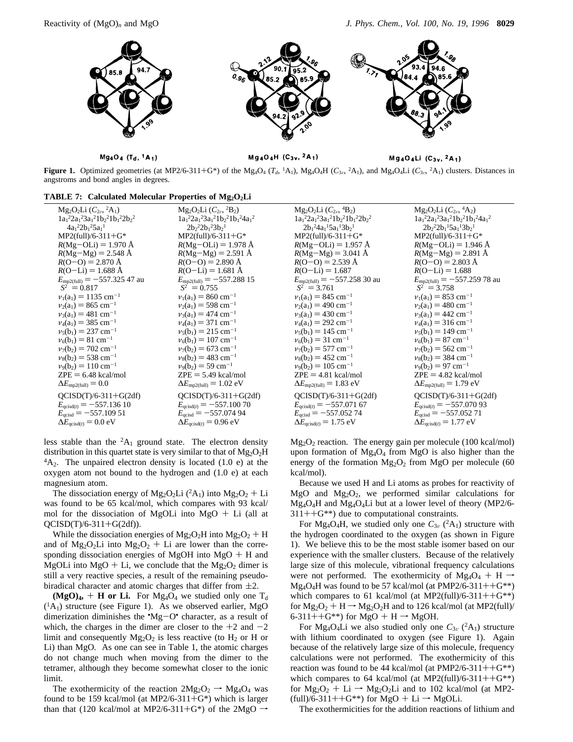**Figure 1.** Optimized geometries (at MP2/6-311+G*) of the $Mg_4O_4$ ($T_d$, $^1A_1$), $Mg_4O_4H$ ($C_{3v}$, $^2A_1$), and $Mg_4O_4Li$ ($C_{3v}$, $^2A_1$) clusters. Distances in angstroms and bond angles in degrees.

**TABLE 7: Calculated Molecular Properties of $Mg_2O_2Li$**

| $Mg_2O_2Li$ ($C_{2v}$, $^2A_1$) | $Mg_2O_2Li$ ($C_{2v}$, $^2B_2$) | $Mg_2O_2Li$ ($C_{2v}$, $^4B_2$) | $Mg_2O_2Li$ ($C_{2v}$, $^4A_2$) |
|---|---|---|---|
| $1a_1^22a_1^23a_1^21b_2^21b_1^22b_2^2$ $4a_1^22b_1^25a_1^1$ | $1a_1^22a_1^23a_1^21b_2^21b_1^24a_1^2$ $2b_2^22b_1^23b_2^1$ | $1a_1^22a_1^23a_1^21b_2^21b_1^22b_2^2$ $2b_1^24a_1^15a_1^13b_2^1$ | $1a_1^22a_1^23a_1^21b_2^21b_1^24a_1^2$ $2b_2^22b_1^15a_1^13b_2^1$ |
| MP2(full)/6-311+G* | MP2(full)/6-311+G* | MP2(full)/6-311+G* | MP2(full)/6-311+G* |
| $R$(Mg−OLi) = 1.970 Å | $R$(Mg−OLi) = 1.978 Å | $R$(Mg−OLi) = 1.957 Å | $R$(Mg−OLi) = 1.946 Å |
| $R$(Mg−Mg) = 2.548 Å | $R$(Mg−Mg) = 2.591 Å | $R$(Mg−Mg) = 3.041 Å | $R$(Mg−Mg) = 2.891 Å |
| $R$(O−O) = 2.870 Å | $R$(O−O) = 2.890 Å | $R$(O−O) = 2.539 Å | $R$(O−O) = 2.803 Å |
| $R$(O−Li) = 1.688 Å | $R$(O−Li) = 1.681 Å | $R$(O−Li) = 1.687 | $R$(O−Li) = 1.688 |
| $E_{mp2(full)}$ = −557.325 47 au | $E_{mp2(full)}$ = −557.288 15 | $E_{mp2(full)}$ = −557.258 30 au | $E_{mp2(full)}$ = −557.259 78 au |
| $S^2$ = 0.817 | $S^2$ = 0.755 | $S^2$ = 3.761 | $S^2$ = 3.758 |
| $\nu_1(a_1)$ = 1135 cm$^{-1}$ | $\nu_1(a_1)$ = 860 cm$^{-1}$ | $\nu_1(a_1)$ = 845 cm$^{-1}$ | $\nu_1(a_1)$ = 853 cm$^{-1}$ |
| $\nu_2(a_1)$ = 865 cm$^{-1}$ | $\nu_2(a_1)$ = 598 cm$^{-1}$ | $\nu_2(a_1)$ = 490 cm$^{-1}$ | $\nu_2(a_1)$ = 480 cm$^{-1}$ |
| $\nu_3(a_1)$ = 481 cm$^{-1}$ | $\nu_3(a_1)$ = 474 cm$^{-1}$ | $\nu_3(a_1)$ = 430 cm$^{-1}$ | $\nu_3(a_1)$ = 442 cm$^{-1}$ |
| $\nu_4(a_1)$ = 385 cm$^{-1}$ | $\nu_4(a_1)$ = 371 cm$^{-1}$ | $\nu_4(a_1)$ = 292 cm$^{-1}$ | $\nu_4(a_1)$ = 316 cm$^{-1}$ |
| $\nu_5(b_1)$ = 237 cm$^{-1}$ | $\nu_5(b_1)$ = 215 cm$^{-1}$ | $\nu_5(b_1)$ = 145 cm$^{-1}$ | $\nu_5(b_1)$ = 149 cm$^{-1}$ |
| $\nu_6(b_1)$ = 81 cm$^{-1}$ | $\nu_6(b_1)$ = 107 cm$^{-1}$ | $\nu_6(b_1)$ = 31 cm$^{-1}$ | $\nu_6(b_1)$ = 87 cm$^{-1}$ |
| $\nu_7(b_2)$ = 702 cm$^{-1}$ | $\nu_7(b_2)$ = 673 cm$^{-1}$ | $\nu_7(b_2)$ = 577 cm$^{-1}$ | $\nu_7(b_2)$ = 562 cm$^{-1}$ |
| $\nu_8(b_2)$ = 538 cm$^{-1}$ | $\nu_8(b_2)$ = 483 cm$^{-1}$ | $\nu_8(b_2)$ = 452 cm$^{-1}$ | $\nu_8(b_2)$ = 384 cm$^{-1}$ |
| $\nu_9(b_2)$ = 110 cm$^{-1}$ | $\nu_9(b_2)$ = 59 cm$^{-1}$ | $\nu_9(b_2)$ = 105 cm$^{-1}$ | $\nu_9(b_2)$ = 97 cm$^{-1}$ |
| ZPE = 6.48 kcal/mol | ZPE = 5.49 kcal/mol | ZPE = 4.81 kcal/mol | ZPE = 4.82 kcal/mol |
| $\Delta E_{mp2(full)}$ = 0.0 | $\Delta E_{mp2(full)}$ = 1.02 eV | $\Delta E_{mp2(full)}$ = 1.83 eV | $\Delta E_{mp2(full)}$ = 1.79 eV |
| QCISD(T)/6-311+G(2df) | QCISD(T)/6-311+G(2df) | QCISD(T)/6-311+G(2df) | QCISD(T)/6-311+G(2df) |
| $E_{qcisd(t)}$ = −557.136 10 | $E_{qcisd(t)}$ = −557.100 70 | $E_{qcisd(t)}$ = −557.071 67 | $E_{qcisd(t)}$ = −557.070 93 |
| $E_{qcisd}$ = −557.109 51 | $E_{qcisd}$ = −557.074 94 | $E_{qcisd}$ = −557.052 74 | $E_{qcisd}$ = −557.052 71 |
| $\Delta E_{qcisd(t)}$ = 0.0 eV | $\Delta E_{qcisd(t)}$ = 0.96 eV | $\Delta E_{qcisd(t)}$ = 1.75 eV | $\Delta E_{qcisd(t)}$ = 1.77 eV |

less stable than the $^2A_1$ ground state. The electron density distribution in this quartet state is very similar to that of $Mg_2O_2H$ $^4A_2$. The unpaired electron density is located (1.0 e) at the oxygen atom not bound to the hydrogen and (1.0 e) at each magnesium atom.

The dissociation energy of $Mg_2O_2Li$ ($^2A_1$) into $Mg_2O_2$ + Li was found to be 65 kcal/mol, which compares with 93 kcal/mol for the dissociation of MgOLi into MgO + Li (all at QCISD(T)/6-311+G(2df)).

While the dissociation energies of $Mg_2O_2H$ into $Mg_2O_2$ + H and of $Mg_2O_2Li$ into $Mg_2O_2$ + Li are lower than the corresponding dissociation energies of MgOH into MgO + H and MgOLi into MgO + Li, we conclude that the $Mg_2O_2$ dimer is still a very reactive species, a result of the remaining pseudobiradical character and atomic charges that differ from ±2.

**$(MgO)_4$, + H or Li.** For $Mg_4O_4$ we studied only one $T_d$ ($^1A_1$) structure (see Figure 1). As we observed earlier, MgO dimerization diminishes the $^\bullet$Mg−O$^\bullet$ character, as a result of which, the charges in the dimer are closer to the +2 and −2 limit and consequently $Mg_2O_2$ is less reactive (to $H_2$ or H or Li) than MgO. As one can see in Table 1, the atomic charges do not change much when moving from the dimer to the tetramer, although they become somewhat closer to the ionic limit.

The exothermicity of the reaction $2Mg_2O_2 \rightarrow Mg_4O_4$ was found to be 159 kcal/mol (at MP2/6-311+G*) which is larger than that (120 kcal/mol at MP2/6-311+G*) of the 2MgO → $Mg_2O_2$ reaction. The energy gain per molecule (100 kcal/mol) upon formation of $Mg_4O_4$ from MgO is also higher than the energy of the formation $Mg_2O_2$ from MgO per molecule (60 kcal/mol).

Because we used H and Li atoms as probes for reactivity of MgO and $Mg_2O_2$, we performed similar calculations for $Mg_4O_4H$ and $Mg_4O_4Li$ but at a lower level of theory (MP2/6-311++G**) due to computational constraints.

For $Mg_4O_4H$, we studied only one $C_{3v}$ ($^2A_1$) structure with the hydrogen coordinated to the oxygen (as shown in Figure 1). We believe this to be the most stable isomer based on our experience with the smaller clusters. Because of the relatively large size of this molecule, vibrational frequency calculations were not performed. The exothermicity of $Mg_4O_4$ + H → $Mg_4O_4H$ was found to be 57 kcal/mol (at PMP2/6-311++G**) which compares to 61 kcal/mol (at MP2(full)/6-311++G**) for $Mg_2O_2$ + H → $Mg_2O_2H$ and to 126 kcal/mol (at MP2(full)/6-311++G**) for MgO + H → MgOH.

For $Mg_4O_4Li$ we also studied only one $C_{3v}$ ($^2A_1$) structure with lithium coordinated to oxygen (see Figure 1). Again because of the relatively large size of this molecule, frequency calculations were not performed. The exothermicity of this reaction was found to be 44 kcal/mol (at PMP2/6-311++G**) which compares to 64 kcal/mol (at MP2(full)/6-311++G**) for $Mg_2O_2$ + Li → $Mg_2O_2Li$ and to 102 kcal/mol (at MP2(full)/6-311++G**) for MgO + Li → MgOLi.

The exothermicities for the addition reactions of lithium and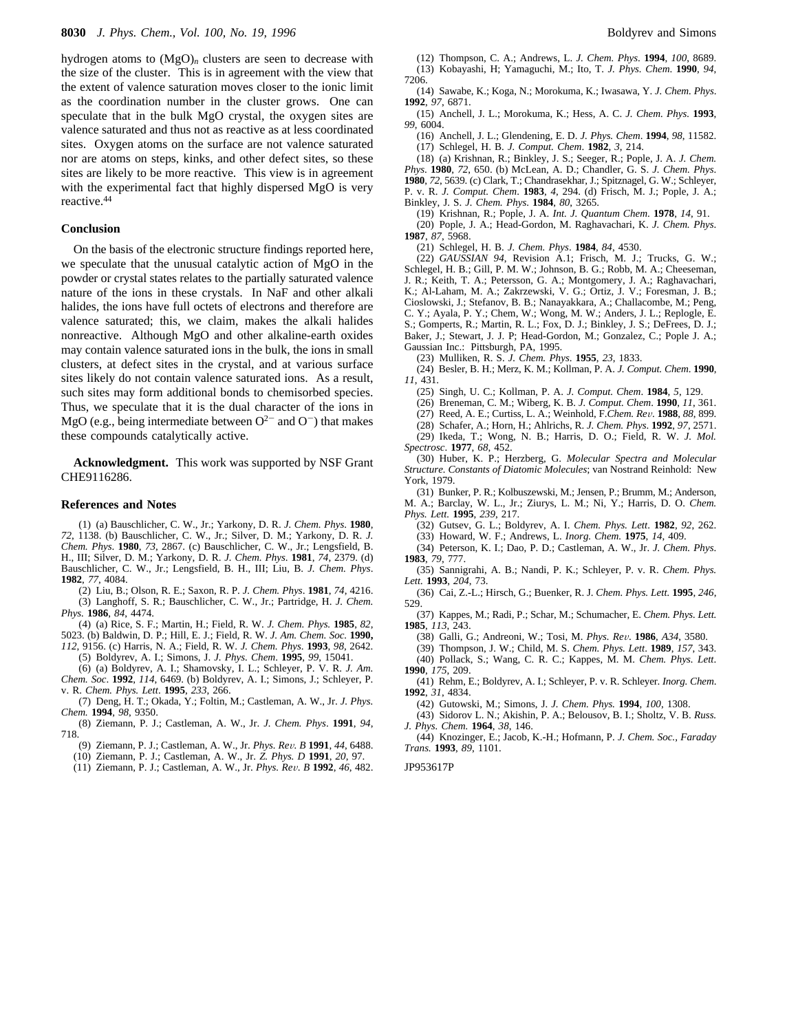hydrogen atoms to $(MgO)_n$ clusters are seen to decrease with the size of the cluster. This is in agreement with the view that the extent of valence saturation moves closer to the ionic limit as the coordination number in the cluster grows. One can speculate that in the bulk MgO crystal, the oxygen sites are valence saturated and thus not as reactive as at less coordinated sites. Oxygen atoms on the surface are not valence saturated nor are atoms on steps, kinks, and other defect sites, so these sites are likely to be more reactive. This view is in agreement with the experimental fact that highly dispersed MgO is very reactive.[44]

## Conclusion

On the basis of the electronic structure findings reported here, we speculate that the unusual catalytic action of MgO in the powder or crystal states relates to the partially saturated valence nature of the ions in these crystals. In NaF and other alkali halides, the ions have full octets of electrons and therefore are valence saturated; this, we claim, makes the alkali halides nonreactive. Although MgO and other alkaline-earth oxides may contain valence saturated ions in the bulk, the ions in small clusters, at defect sites in the crystal, and at various surface sites likely do not contain valence saturated ions. As a result, such sites may form additional bonds to chemisorbed species. Thus, we speculate that it is the dual character of the ions in MgO (e.g., being intermediate between $O^{2-}$ and $O^{-}$) that makes these compounds catalytically active.

**Acknowledgment.** This work was supported by NSF Grant CHE9116286.

## References and Notes

(1) (a) Bauschlicher, C. W., Jr.; Yarkony, D. R. *J. Chem. Phys.* **1980**, *72*, 1138. (b) Bauschlicher, C. W., Jr.; Silver, D. M.; Yarkony, D. R. *J. Chem. Phys.* **1980**, *73*, 2867. (c) Bauschlicher, C. W., Jr.; Lengsfield, B. H., III; Silver, D. M.; Yarkony, D. R. *J. Chem. Phys.* **1981**, *74*, 2379. (d) Bauschlicher, C. W., Jr.; Lengsfield, B. H., III; Liu, B. *J. Chem. Phys.* **1982**, *77*, 4084.

(2) Liu, B.; Olson, R. E.; Saxon, R. P. *J. Chem. Phys.* **1981**, *74*, 4216.

(3) Langhoff, S. R.; Bauschlicher, C. W., Jr.; Partridge, H. *J. Chem. Phys.* **1986**, *84*, 4474.

(4) (a) Rice, S. F.; Martin, H.; Field, R. W. *J. Chem. Phys.* **1985**, *82*, 5023. (b) Baldwin, D. P.; Hill, E. J.; Field, R. W. *J. Am. Chem. Soc.* **1990**, *112*, 9156. (c) Harris, N. A.; Field, R. W. *J. Chem. Phys.* **1993**, *98*, 2642.

(5) Boldyrev, A. I.; Simons, J. *J. Phys. Chem.* **1995**, *99*, 15041.

(6) (a) Boldyrev, A. I.; Shamovsky, I. L.; Schleyer, P. V. R. *J. Am. Chem. Soc.* **1992**, *114*, 6469. (b) Boldyrev, A. I.; Simons, J.; Schleyer, P. v. R. *Chem. Phys. Lett*. **1995**, *233*, 266.

(7) Deng, H. T.; Okada, Y.; Foltin, M.; Castleman, A. W., Jr. *J. Phys. Chem.* **1994**, *98*, 9350.

(8) Ziemann, P. J.; Castleman, A. W., Jr. *J. Chem. Phys.* **1991**, *94*, 718.

(9) Ziemann, P. J.; Castleman, A. W., Jr. *Phys. Rev. B* **1991**, *44*, 6488.

(10) Ziemann, P. J.; Castleman, A. W., Jr. *Z. Phys. D* **1991**, *20*, 97.

(11) Ziemann, P. J.; Castleman, A. W., Jr. *Phys. Rev. B* **1992**, *46*, 482.

(12) Thompson, C. A.; Andrews, L. *J. Chem. Phys.* **1994**, *100*, 8689.

(13) Kobayashi, H; Yamaguchi, M.; Ito, T. *J. Phys. Chem.* **1990**, *94*, 7206.

(14) Sawabe, K.; Koga, N.; Morokuma, K.; Iwasawa, Y. *J. Chem. Phys.* **1992**, *97*, 6871.

(15) Anchell, J. L.; Morokuma, K.; Hess, A. C. *J. Chem. Phys.* **1993**, *99*, 6004.

(16) Anchell, J. L.; Glendening, E. D. *J. Phys. Chem*. **1994**, *98*, 11582.

(17) Schlegel, H. B. *J. Comput. Chem*. **1982**, *3*, 214.

(18) (a) Krishnan, R.; Binkley, J. S.; Seeger, R.; Pople, J. A. *J. Chem. Phys.* **1980**, *72*, 650. (b) McLean, A. D.; Chandler, G. S. *J. Chem. Phys.* **1980**, *72*, 5639. (c) Clark, T.; Chandrasekhar, J.; Spitznagel, G. W.; Schleyer, P. v. R. *J. Comput. Chem*. **1983**, *4*, 294. (d) Frisch, M. J.; Pople, J. A.; Binkley, J. S. *J. Chem. Phys.* **1984**, *80*, 3265.

(19) Krishnan, R.; Pople, J. A. *Int. J. Quantum Chem.* **1978**, *14*, 91.

(20) Pople, J. A.; Head-Gordon, M. Raghavachari, K. *J. Chem. Phys.* **1987**, *87*, 5968.

(21) Schlegel, H. B. *J. Chem. Phys.* **1984**, *84*, 4530.

(22) *GAUSSIAN 94*, Revision A.1; Frisch, M. J.; Trucks, G. W.; Schlegel, H. B.; Gill, P. M. W.; Johnson, B. G.; Robb, M. A.; Cheeseman, J. R.; Keith, T. A.; Petersson, G. A.; Montgomery, J. A.; Raghavachari, K.; Al-Laham, M. A.; Zakrzewski, V. G.; Ortiz, J. V.; Foresman, J. B.; Cioslowski, J.; Stefanov, B. B.; Nanayakkara, A.; Challacombe, M.; Peng, C. Y.; Ayala, P. Y.; Chem, W.; Wong, M. W.; Anders, J. L.; Replogle, E. S.; Gomperts, R.; Martin, R. L.; Fox, D. J.; Binkley, J. S.; DeFrees, D. J.; Baker, J.; Stewart, J. J. P; Head-Gordon, M.; Gonzalez, C.; Pople J. A.; Gaussian Inc.: Pittsburgh, PA, 1995.

(23) Mulliken, R. S. *J. Chem. Phys.* **1955**, *23*, 1833.

(24) Besler, B. H.; Merz, K. M.; Kollman, P. A. *J. Comput. Chem*. **1990**, *11*, 431.

(25) Singh, U. C.; Kollman, P. A. *J. Comput. Chem*. **1984**, *5*, 129.

(26) Breneman, C. M.; Wiberg, K. B. *J. Comput. Chem*. **1990**, *11*, 361.

(27) Reed, A. E.; Curtiss, L. A.; Weinhold, F.*Chem. Rev.* **1988**, *88*, 899.

(28) Schafer, A.; Horn, H.; Ahlrichs, R. *J. Chem. Phys.* **1992**, *97*, 2571.

(29) Ikeda, T.; Wong, N. B.; Harris, D. O.; Field, R. W. *J. Mol. Spectrosc*. **1977**, *68*, 452.

(30) Huber, K. P.; Herzberg, G. *Molecular Spectra and Molecular Structure. Constants of Diatomic Molecules*; van Nostrand Reinhold: New York, 1979.

(31) Bunker, P. R.; Kolbuszewski, M.; Jensen, P.; Brumm, M.; Anderson, M. A.; Barclay, W. L., Jr.; Ziurys, L. M.; Ni, Y.; Harris, D. O. *Chem. Phys. Lett.* **1995**, *239*, 217.

(32) Gutsev, G. L.; Boldyrev, A. I. *Chem. Phys. Lett.* **1982**, *92*, 262.

(33) Howard, W. F.; Andrews, L. *Inorg. Chem.* **1975**, *14*, 409.

(34) Peterson, K. I.; Dao, P. D.; Castleman, A. W., Jr. *J. Chem. Phys.* **1983**, *79*, 777.

(35) Sannigrahi, A. B.; Nandi, P. K.; Schleyer, P. v. R. *Chem. Phys. Lett.* **1993**, *204*, 73.

(36) Cai, Z.-L.; Hirsch, G.; Buenker, R. J. *Chem. Phys. Lett.* **1995**, *246*, 529.

(37) Kappes, M.; Radi, P.; Schar, M.; Schumacher, E. *Chem. Phys. Lett.* **1985**, *113*, 243.

(38) Galli, G.; Andreoni, W.; Tosi, M. *Phys. Rev.* **1986**, *A34*, 3580.

(39) Thompson, J. W.; Child, M. S. *Chem. Phys. Lett*. **1989**, *157*, 343.

(40) Pollack, S.; Wang, C. R. C.; Kappes, M. M. *Chem. Phys. Lett*. **1990**, *175*, 209.

(41) Rehm, E.; Boldyrev, A. I.; Schleyer, P. v. R. Schleyer. *Inorg. Chem*. **1992**, *31*, 4834.

(42) Gutowski, M.; Simons, J. *J. Chem. Phys.* **1994**, *100*, 1308.

(43) Sidorov L. N.; Akishin, P. A.; Belousov, B. I.; Sholtz, V. B. *Russ. J. Phys. Chem.* **1964**, *38*, 146.

(44) Knozinger, E.; Jacob, K.-H.; Hofmann, P. *J. Chem. Soc., Faraday Trans.* **1993**, *89*, 1101.

JP953617P